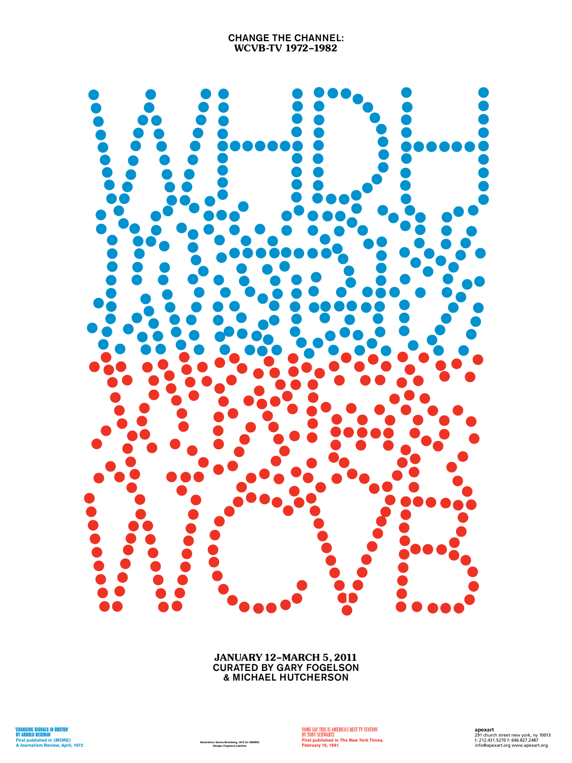# CHANGE THE CHANNEL: WCVB-TV 1972–1982

WHDH

WCVB

**JANUARY 12–MARCH 5, 2011**
CURATED BY GARY FOGELSON & MICHAEL HUTCHERSON

'CHANGING SIGNALS IN BOSTON'
BY ARNOLD REISMAN
First published in *(MORE)*
A Journalism Review, April, 1972

Illustration: Sarina Bromberg, 1972 for (MORE)
Design: Fogelson-Lubliner

'SOME SAY THIS IS AMERICA'S BEST TV STATION'
BY TONY SCHWARTZ
First published in *The New York Times*, February 15, 1981

**apexart**
291 church street new york, ny 10013
t: 212.431.5270 f: 646.827.2487
info@apexart.org www.apexart.org